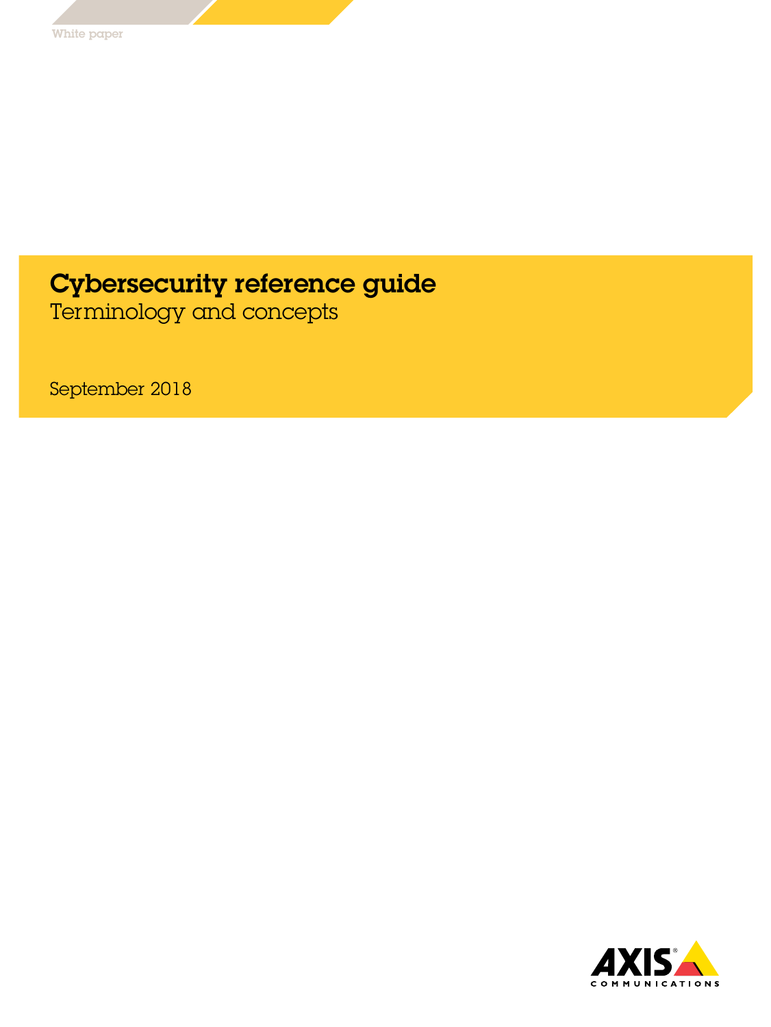White paper

# Cybersecurity reference guide

## Terminology and concepts

September 2018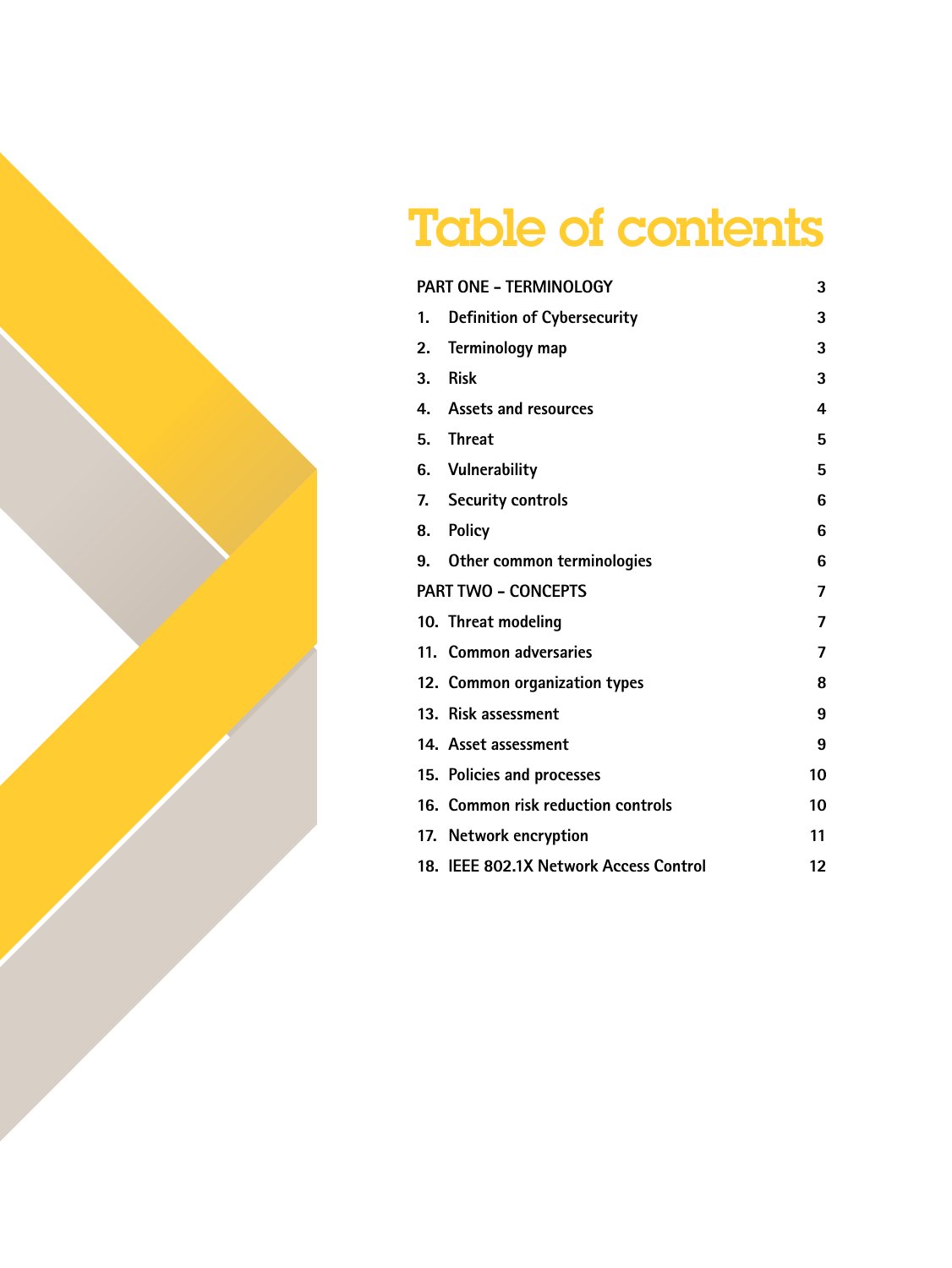# Table of contents

| | | |
|---|---|---|
| PART ONE – TERMINOLOGY | | 3 |
| 1. | Definition of Cybersecurity | 3 |
| 2. | Terminology map | 3 |
| 3. | Risk | 3 |
| 4. | Assets and resources | 4 |
| 5. | Threat | 5 |
| 6. | Vulnerability | 5 |
| 7. | Security controls | 6 |
| 8. | Policy | 6 |
| 9. | Other common terminologies | 6 |
| PART TWO – CONCEPTS | | 7 |
| 10. | Threat modeling | 7 |
| 11. | Common adversaries | 7 |
| 12. | Common organization types | 8 |
| 13. | Risk assessment | 9 |
| 14. | Asset assessment | 9 |
| 15. | Policies and processes | 10 |
| 16. | Common risk reduction controls | 10 |
| 17. | Network encryption | 11 |
| 18. | IEEE 802.1X Network Access Control | 12 |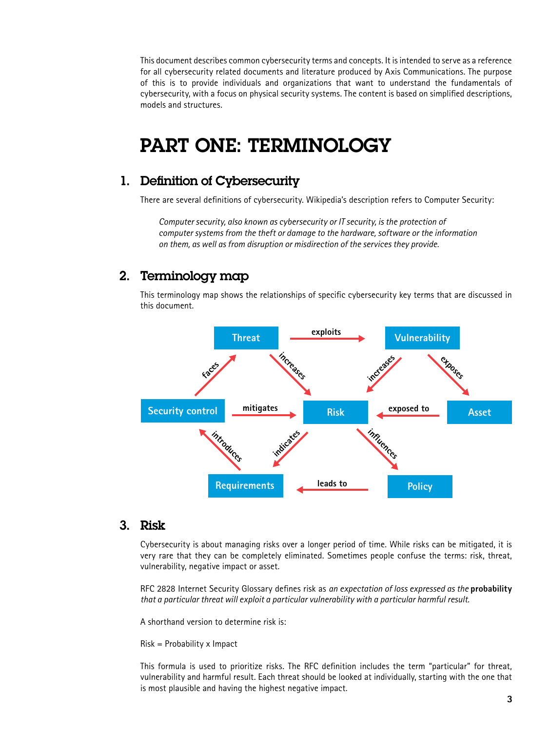This document describes common cybersecurity terms and concepts. It is intended to serve as a reference for all cybersecurity related documents and literature produced by Axis Communications. The purpose of this is to provide individuals and organizations that want to understand the fundamentals of cybersecurity, with a focus on physical security systems. The content is based on simplified descriptions, models and structures.

# PART ONE: TERMINOLOGY

## 1. Definition of Cybersecurity

There are several definitions of cybersecurity. Wikipedia's description refers to Computer Security:

> *Computer security, also known as cybersecurity or IT security, is the protection of computer systems from the theft or damage to the hardware, software or the information on them, as well as from disruption or misdirection of the services they provide.*

## 2. Terminology map

This terminology map shows the relationships of specific cybersecurity key terms that are discussed in this document.

## 3. Risk

Cybersecurity is about managing risks over a longer period of time. While risks can be mitigated, it is very rare that they can be completely eliminated. Sometimes people confuse the terms: risk, threat, vulnerability, negative impact or asset.

RFC 2828 Internet Security Glossary defines risk as *an expectation of loss expressed as the* **probability** *that a particular threat will exploit a particular vulnerability with a particular harmful result.*

A shorthand version to determine risk is:

Risk = Probability x Impact

This formula is used to prioritize risks. The RFC definition includes the term "particular" for threat, vulnerability and harmful result. Each threat should be looked at individually, starting with the one that is most plausible and having the highest negative impact.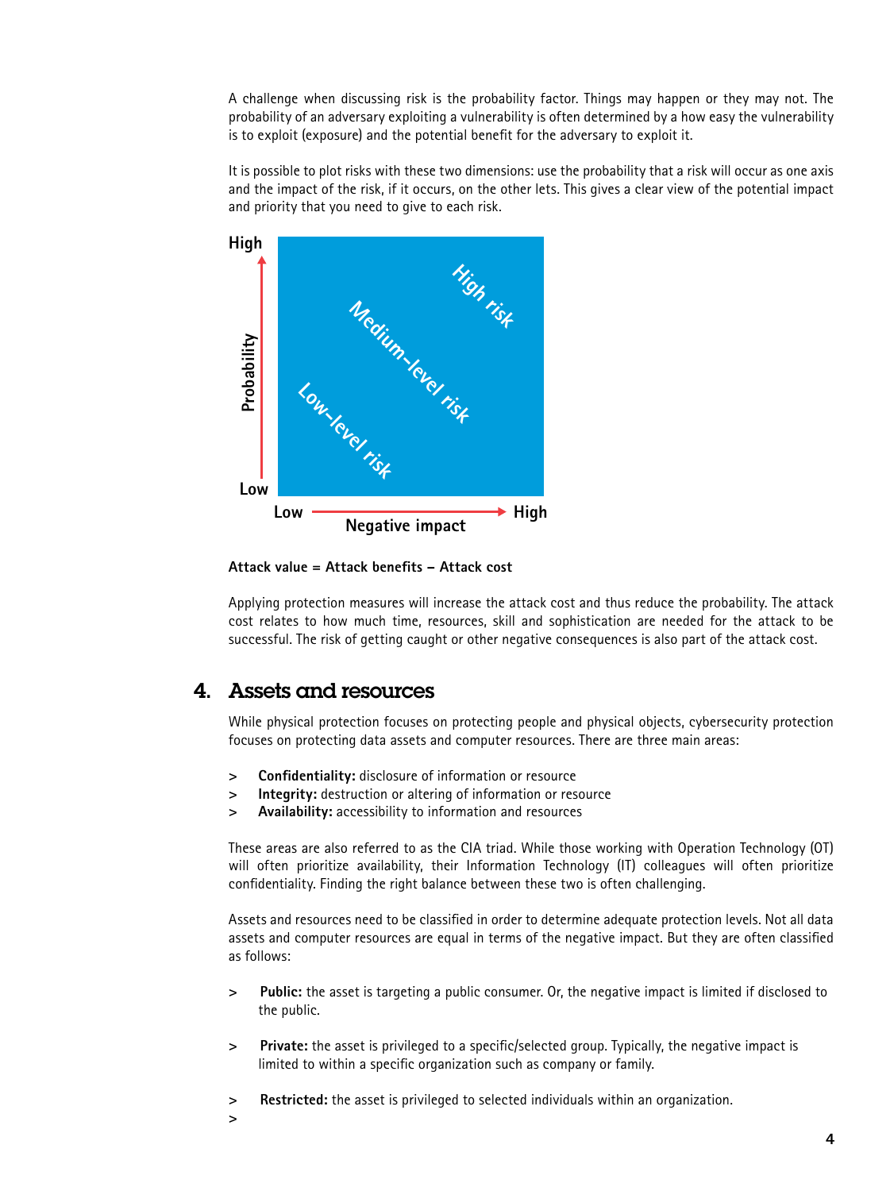A challenge when discussing risk is the probability factor. Things may happen or they may not. The probability of an adversary exploiting a vulnerability is often determined by a how easy the vulnerability is to exploit (exposure) and the potential benefit for the adversary to exploit it.

It is possible to plot risks with these two dimensions: use the probability that a risk will occur as one axis and the impact of the risk, if it occurs, on the other lets. This gives a clear view of the potential impact and priority that you need to give to each risk.

**Attack value = Attack benefits – Attack cost**

Applying protection measures will increase the attack cost and thus reduce the probability. The attack cost relates to how much time, resources, skill and sophistication are needed for the attack to be successful. The risk of getting caught or other negative consequences is also part of the attack cost.

## 4. Assets and resources

While physical protection focuses on protecting people and physical objects, cybersecurity protection focuses on protecting data assets and computer resources. There are three main areas:

- **Confidentiality:** disclosure of information or resource
- **Integrity:** destruction or altering of information or resource
- **Availability:** accessibility to information and resources

These areas are also referred to as the CIA triad. While those working with Operation Technology (OT) will often prioritize availability, their Information Technology (IT) colleagues will often prioritize confidentiality. Finding the right balance between these two is often challenging.

Assets and resources need to be classified in order to determine adequate protection levels. Not all data assets and computer resources are equal in terms of the negative impact. But they are often classified as follows:

- **Public:** the asset is targeting a public consumer. Or, the negative impact is limited if disclosed to the public.
- **Private:** the asset is privileged to a specific/selected group. Typically, the negative impact is limited to within a specific organization such as company or family.
- **Restricted:** the asset is privileged to selected individuals within an organization.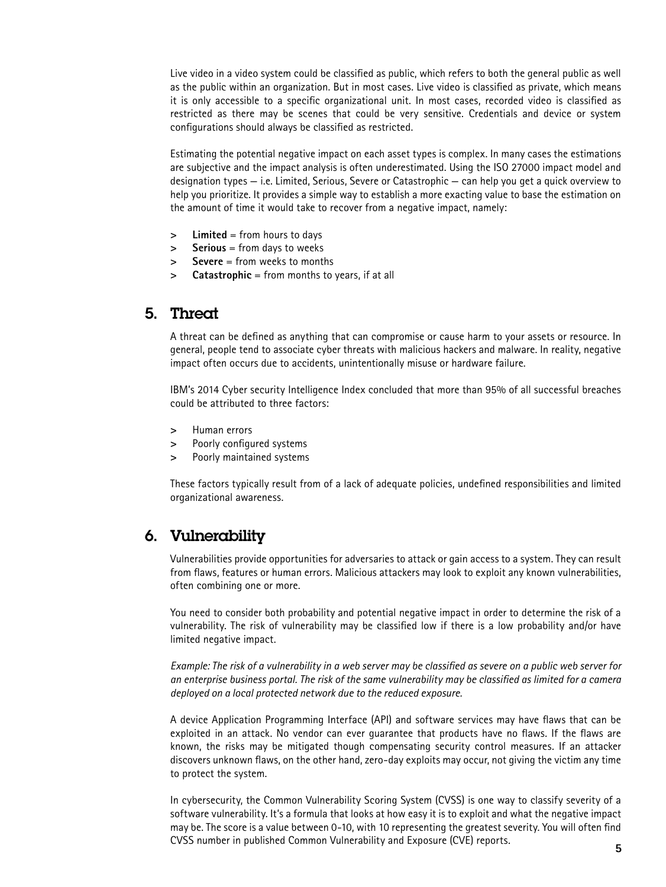Live video in a video system could be classified as public, which refers to both the general public as well as the public within an organization. But in most cases. Live video is classified as private, which means it is only accessible to a specific organizational unit. In most cases, recorded video is classified as restricted as there may be scenes that could be very sensitive. Credentials and device or system configurations should always be classified as restricted.

Estimating the potential negative impact on each asset types is complex. In many cases the estimations are subjective and the impact analysis is often underestimated. Using the ISO 27000 impact model and designation types — i.e. Limited, Serious, Severe or Catastrophic — can help you get a quick overview to help you prioritize. It provides a simple way to establish a more exacting value to base the estimation on the amount of time it would take to recover from a negative impact, namely:

> **Limited** = from hours to days
> **Serious** = from days to weeks
> **Severe** = from weeks to months
> **Catastrophic** = from months to years, if at all

## 5. Threat

A threat can be defined as anything that can compromise or cause harm to your assets or resource. In general, people tend to associate cyber threats with malicious hackers and malware. In reality, negative impact often occurs due to accidents, unintentionally misuse or hardware failure.

IBM's 2014 Cyber security Intelligence Index concluded that more than 95% of all successful breaches could be attributed to three factors:

> Human errors
> Poorly configured systems
> Poorly maintained systems

These factors typically result from of a lack of adequate policies, undefined responsibilities and limited organizational awareness.

## 6. Vulnerability

Vulnerabilities provide opportunities for adversaries to attack or gain access to a system. They can result from flaws, features or human errors. Malicious attackers may look to exploit any known vulnerabilities, often combining one or more.

You need to consider both probability and potential negative impact in order to determine the risk of a vulnerability. The risk of vulnerability may be classified low if there is a low probability and/or have limited negative impact.

*Example: The risk of a vulnerability in a web server may be classified as severe on a public web server for an enterprise business portal. The risk of the same vulnerability may be classified as limited for a camera deployed on a local protected network due to the reduced exposure.*

A device Application Programming Interface (API) and software services may have flaws that can be exploited in an attack. No vendor can ever guarantee that products have no flaws. If the flaws are known, the risks may be mitigated though compensating security control measures. If an attacker discovers unknown flaws, on the other hand, zero-day exploits may occur, not giving the victim any time to protect the system.

In cybersecurity, the Common Vulnerability Scoring System (CVSS) is one way to classify severity of a software vulnerability. It's a formula that looks at how easy it is to exploit and what the negative impact may be. The score is a value between 0-10, with 10 representing the greatest severity. You will often find CVSS number in published Common Vulnerability and Exposure (CVE) reports.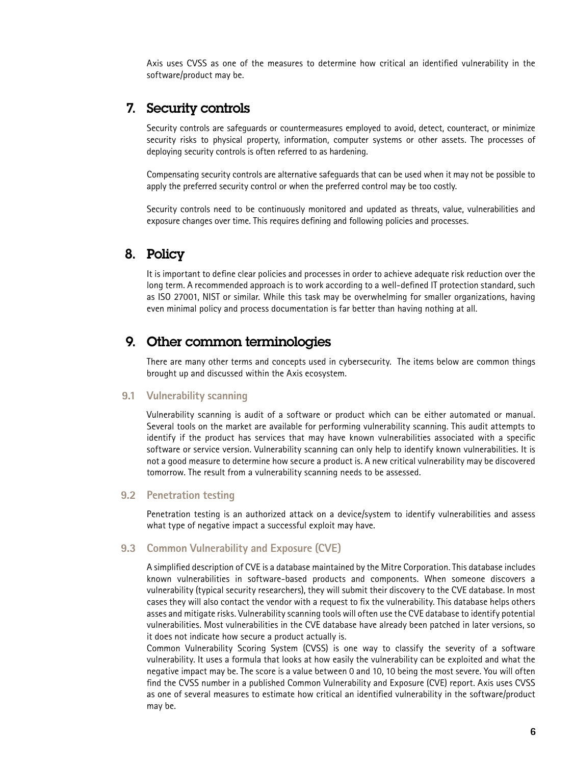Axis uses CVSS as one of the measures to determine how critical an identified vulnerability in the software/product may be.

## 7. Security controls

Security controls are safeguards or countermeasures employed to avoid, detect, counteract, or minimize security risks to physical property, information, computer systems or other assets. The processes of deploying security controls is often referred to as hardening.

Compensating security controls are alternative safeguards that can be used when it may not be possible to apply the preferred security control or when the preferred control may be too costly.

Security controls need to be continuously monitored and updated as threats, value, vulnerabilities and exposure changes over time. This requires defining and following policies and processes.

## 8. Policy

It is important to define clear policies and processes in order to achieve adequate risk reduction over the long term. A recommended approach is to work according to a well-defined IT protection standard, such as ISO 27001, NIST or similar. While this task may be overwhelming for smaller organizations, having even minimal policy and process documentation is far better than having nothing at all.

## 9. Other common terminologies

There are many other terms and concepts used in cybersecurity. The items below are common things brought up and discussed within the Axis ecosystem.

### 9.1 Vulnerability scanning

Vulnerability scanning is audit of a software or product which can be either automated or manual. Several tools on the market are available for performing vulnerability scanning. This audit attempts to identify if the product has services that may have known vulnerabilities associated with a specific software or service version. Vulnerability scanning can only help to identify known vulnerabilities. It is not a good measure to determine how secure a product is. A new critical vulnerability may be discovered tomorrow. The result from a vulnerability scanning needs to be assessed.

### 9.2 Penetration testing

Penetration testing is an authorized attack on a device/system to identify vulnerabilities and assess what type of negative impact a successful exploit may have.

### 9.3 Common Vulnerability and Exposure (CVE)

A simplified description of CVE is a database maintained by the Mitre Corporation. This database includes known vulnerabilities in software-based products and components. When someone discovers a vulnerability (typical security researchers), they will submit their discovery to the CVE database. In most cases they will also contact the vendor with a request to fix the vulnerability. This database helps others asses and mitigate risks. Vulnerability scanning tools will often use the CVE database to identify potential vulnerabilities. Most vulnerabilities in the CVE database have already been patched in later versions, so it does not indicate how secure a product actually is.

Common Vulnerability Scoring System (CVSS) is one way to classify the severity of a software vulnerability. It uses a formula that looks at how easily the vulnerability can be exploited and what the negative impact may be. The score is a value between 0 and 10, 10 being the most severe. You will often find the CVSS number in a published Common Vulnerability and Exposure (CVE) report. Axis uses CVSS as one of several measures to estimate how critical an identified vulnerability in the software/product may be.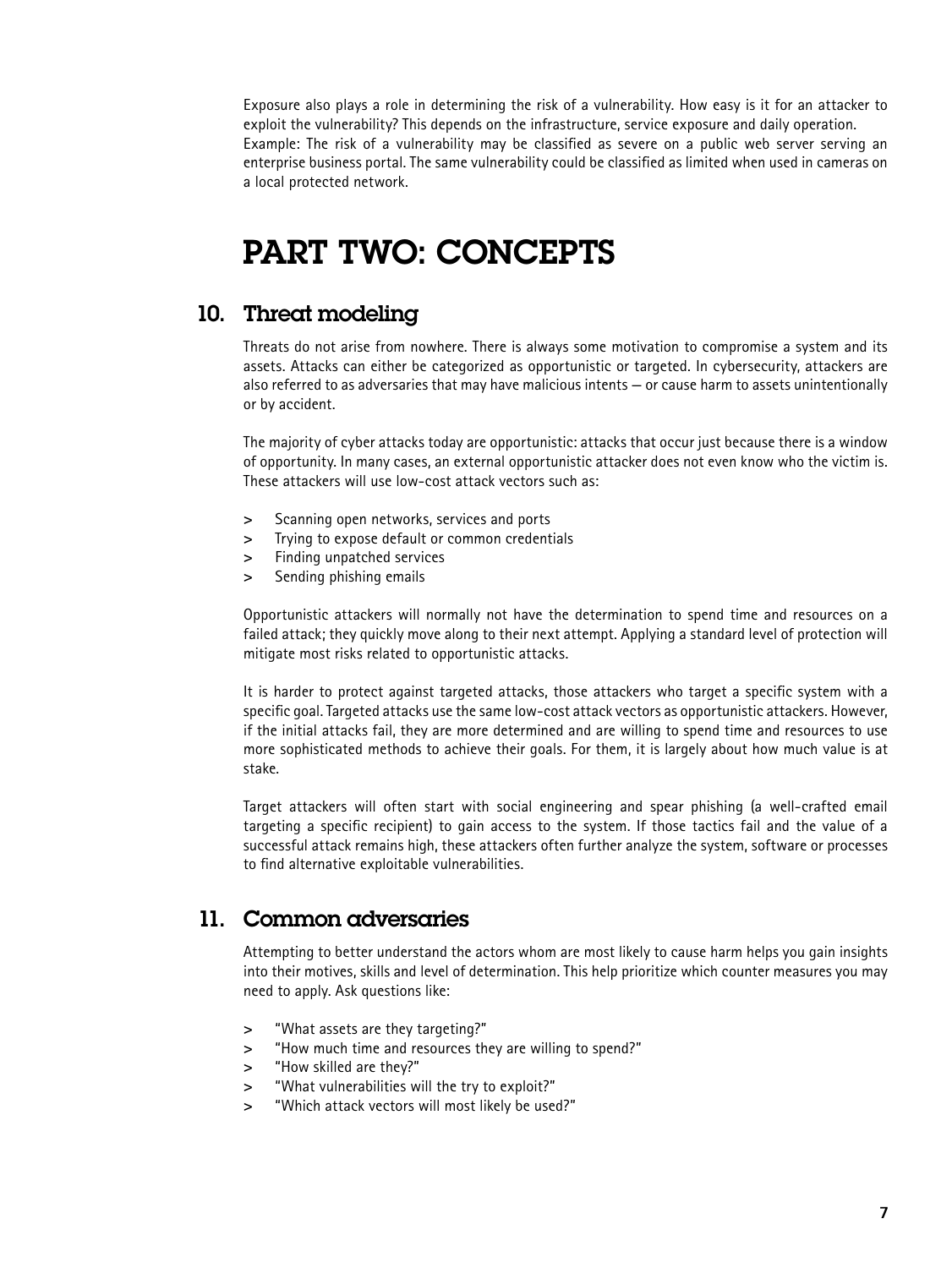Exposure also plays a role in determining the risk of a vulnerability. How easy is it for an attacker to exploit the vulnerability? This depends on the infrastructure, service exposure and daily operation.
Example: The risk of a vulnerability may be classified as severe on a public web server serving an enterprise business portal. The same vulnerability could be classified as limited when used in cameras on a local protected network.

# PART TWO: CONCEPTS

## 10. Threat modeling

Threats do not arise from nowhere. There is always some motivation to compromise a system and its assets. Attacks can either be categorized as opportunistic or targeted. In cybersecurity, attackers are also referred to as adversaries that may have malicious intents — or cause harm to assets unintentionally or by accident.

The majority of cyber attacks today are opportunistic: attacks that occur just because there is a window of opportunity. In many cases, an external opportunistic attacker does not even know who the victim is. These attackers will use low-cost attack vectors such as:

- Scanning open networks, services and ports
- Trying to expose default or common credentials
- Finding unpatched services
- Sending phishing emails

Opportunistic attackers will normally not have the determination to spend time and resources on a failed attack; they quickly move along to their next attempt. Applying a standard level of protection will mitigate most risks related to opportunistic attacks.

It is harder to protect against targeted attacks, those attackers who target a specific system with a specific goal. Targeted attacks use the same low-cost attack vectors as opportunistic attackers. However, if the initial attacks fail, they are more determined and are willing to spend time and resources to use more sophisticated methods to achieve their goals. For them, it is largely about how much value is at stake.

Target attackers will often start with social engineering and spear phishing (a well-crafted email targeting a specific recipient) to gain access to the system. If those tactics fail and the value of a successful attack remains high, these attackers often further analyze the system, software or processes to find alternative exploitable vulnerabilities.

## 11. Common adversaries

Attempting to better understand the actors whom are most likely to cause harm helps you gain insights into their motives, skills and level of determination. This help prioritize which counter measures you may need to apply. Ask questions like:

- "What assets are they targeting?"
- "How much time and resources they are willing to spend?"
- "How skilled are they?"
- "What vulnerabilities will the try to exploit?"
- "Which attack vectors will most likely be used?"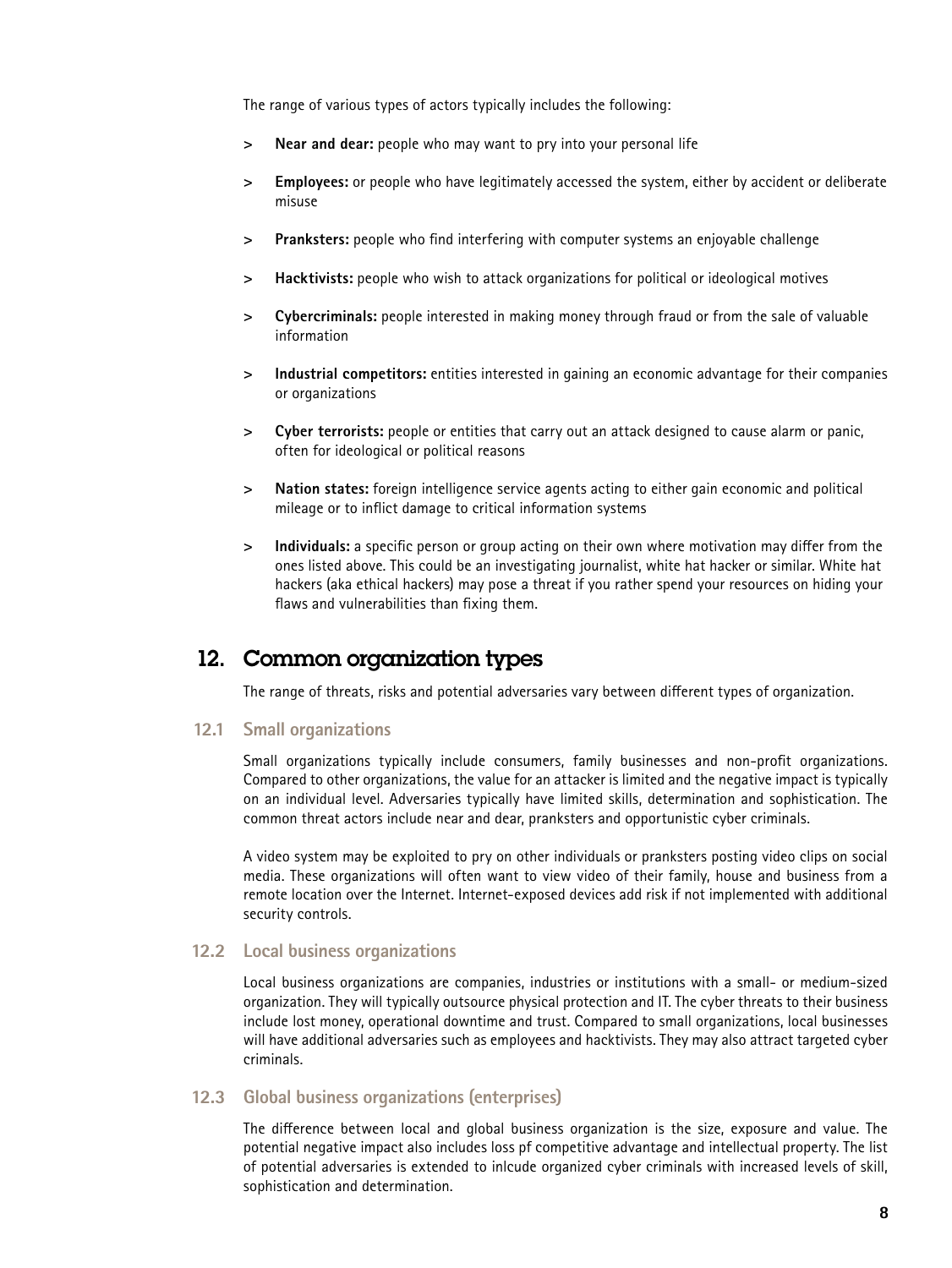The range of various types of actors typically includes the following:

- **Near and dear:** people who may want to pry into your personal life
- **Employees:** or people who have legitimately accessed the system, either by accident or deliberate misuse
- **Pranksters:** people who find interfering with computer systems an enjoyable challenge
- **Hacktivists:** people who wish to attack organizations for political or ideological motives
- **Cybercriminals:** people interested in making money through fraud or from the sale of valuable information
- **Industrial competitors:** entities interested in gaining an economic advantage for their companies or organizations
- **Cyber terrorists:** people or entities that carry out an attack designed to cause alarm or panic, often for ideological or political reasons
- **Nation states:** foreign intelligence service agents acting to either gain economic and political mileage or to inflict damage to critical information systems
- **Individuals:** a specific person or group acting on their own where motivation may differ from the ones listed above. This could be an investigating journalist, white hat hacker or similar. White hat hackers (aka ethical hackers) may pose a threat if you rather spend your resources on hiding your flaws and vulnerabilities than fixing them.

## 12. Common organization types

The range of threats, risks and potential adversaries vary between different types of organization.

### 12.1 Small organizations

Small organizations typically include consumers, family businesses and non-profit organizations. Compared to other organizations, the value for an attacker is limited and the negative impact is typically on an individual level. Adversaries typically have limited skills, determination and sophistication. The common threat actors include near and dear, pranksters and opportunistic cyber criminals.

A video system may be exploited to pry on other individuals or pranksters posting video clips on social media. These organizations will often want to view video of their family, house and business from a remote location over the Internet. Internet-exposed devices add risk if not implemented with additional security controls.

### 12.2 Local business organizations

Local business organizations are companies, industries or institutions with a small- or medium-sized organization. They will typically outsource physical protection and IT. The cyber threats to their business include lost money, operational downtime and trust. Compared to small organizations, local businesses will have additional adversaries such as employees and hacktivists. They may also attract targeted cyber criminals.

### 12.3 Global business organizations (enterprises)

The difference between local and global business organization is the size, exposure and value. The potential negative impact also includes loss pf competitive advantage and intellectual property. The list of potential adversaries is extended to inlcude organized cyber criminals with increased levels of skill, sophistication and determination.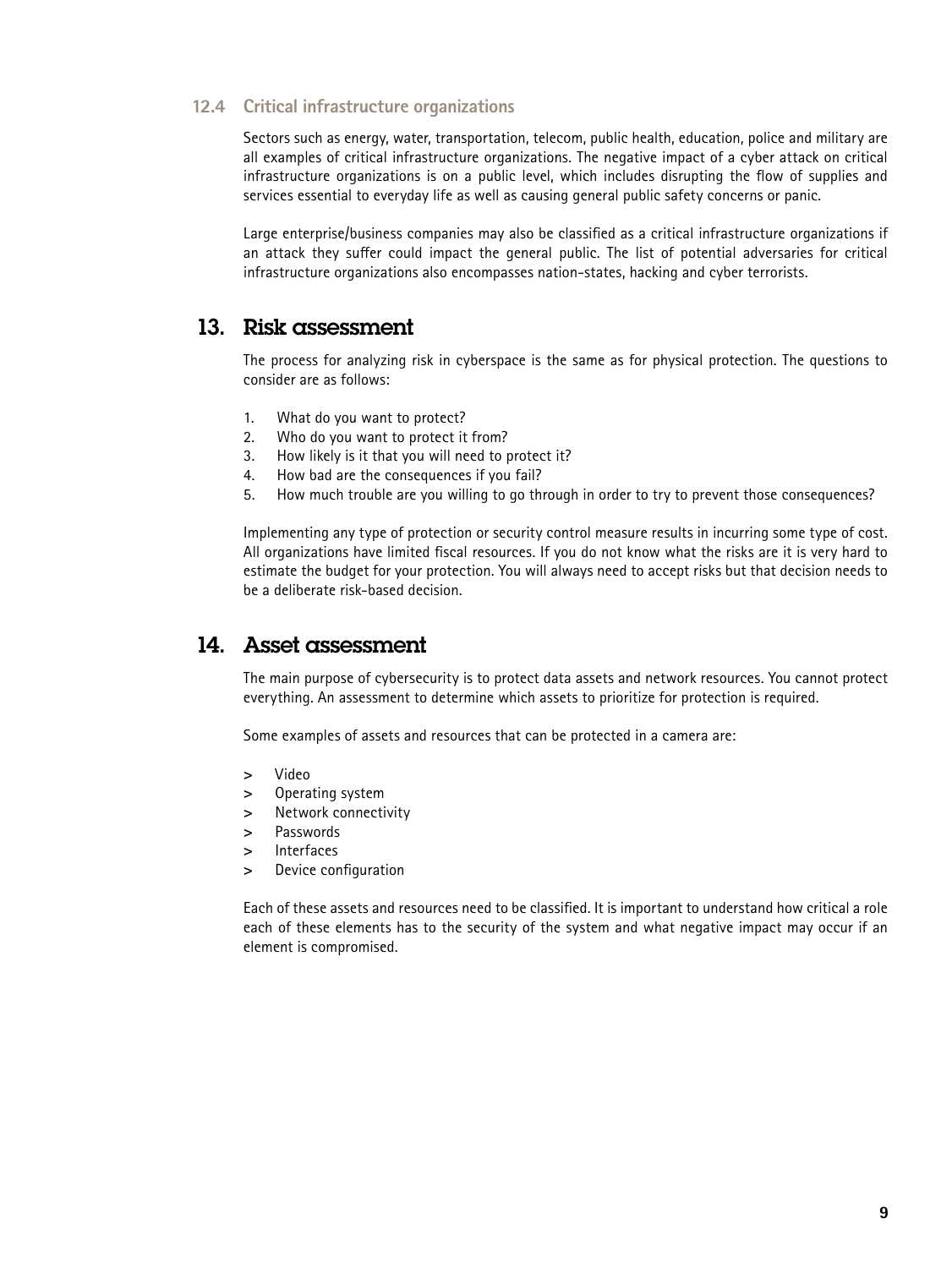### 12.4 Critical infrastructure organizations

Sectors such as energy, water, transportation, telecom, public health, education, police and military are all examples of critical infrastructure organizations. The negative impact of a cyber attack on critical infrastructure organizations is on a public level, which includes disrupting the flow of supplies and services essential to everyday life as well as causing general public safety concerns or panic.

Large enterprise/business companies may also be classified as a critical infrastructure organizations if an attack they suffer could impact the general public. The list of potential adversaries for critical infrastructure organizations also encompasses nation-states, hacking and cyber terrorists.

## 13. Risk assessment

The process for analyzing risk in cyberspace is the same as for physical protection. The questions to consider are as follows:

1. What do you want to protect?
2. Who do you want to protect it from?
3. How likely is it that you will need to protect it?
4. How bad are the consequences if you fail?
5. How much trouble are you willing to go through in order to try to prevent those consequences?

Implementing any type of protection or security control measure results in incurring some type of cost. All organizations have limited fiscal resources. If you do not know what the risks are it is very hard to estimate the budget for your protection. You will always need to accept risks but that decision needs to be a deliberate risk-based decision.

## 14. Asset assessment

The main purpose of cybersecurity is to protect data assets and network resources. You cannot protect everything. An assessment to determine which assets to prioritize for protection is required.

Some examples of assets and resources that can be protected in a camera are:

- Video
- Operating system
- Network connectivity
- Passwords
- Interfaces
- Device configuration

Each of these assets and resources need to be classified. It is important to understand how critical a role each of these elements has to the security of the system and what negative impact may occur if an element is compromised.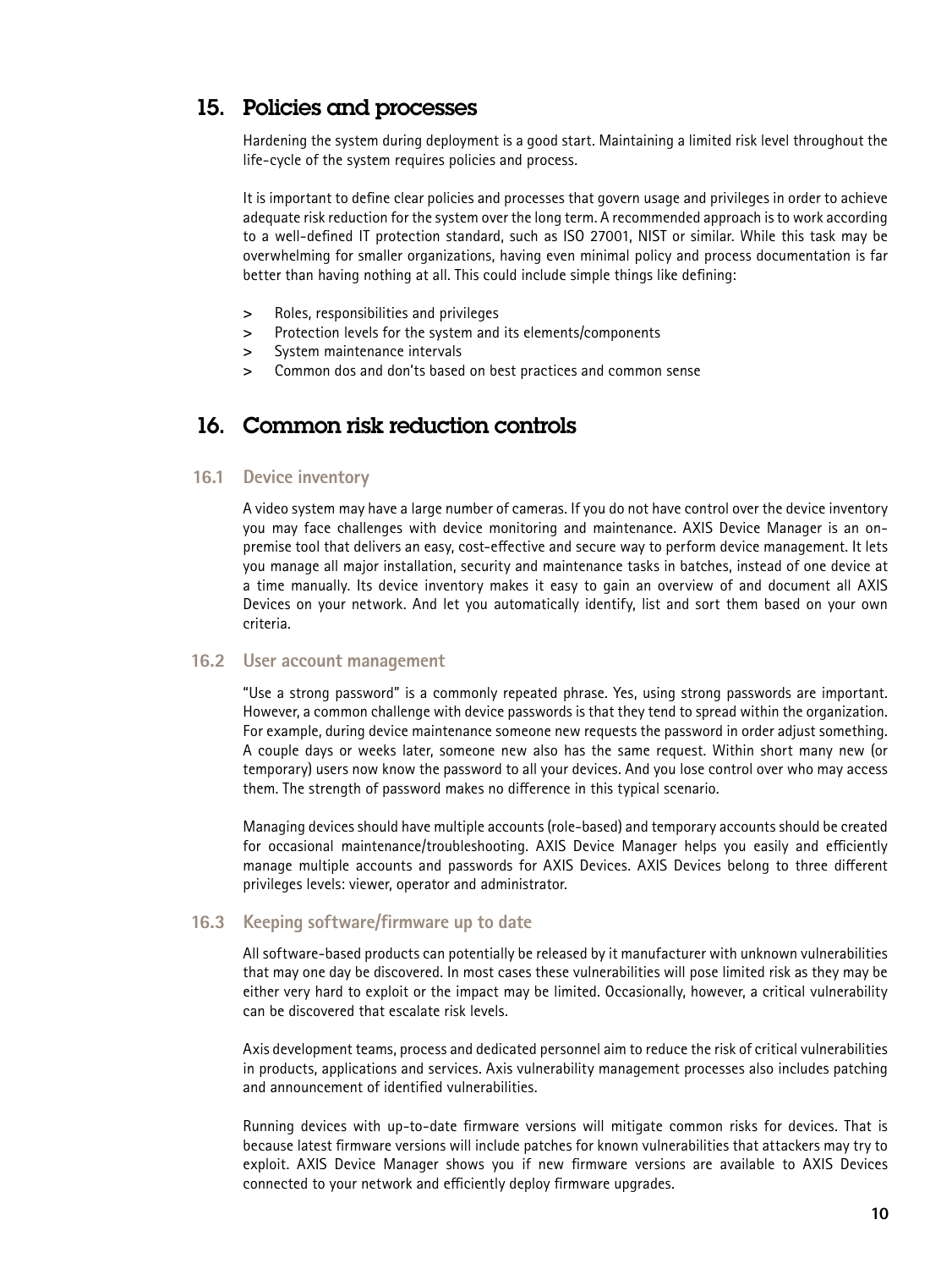## 15. Policies and processes

Hardening the system during deployment is a good start. Maintaining a limited risk level throughout the life-cycle of the system requires policies and process.

It is important to define clear policies and processes that govern usage and privileges in order to achieve adequate risk reduction for the system over the long term. A recommended approach is to work according to a well-defined IT protection standard, such as ISO 27001, NIST or similar. While this task may be overwhelming for smaller organizations, having even minimal policy and process documentation is far better than having nothing at all. This could include simple things like defining:

> Roles, responsibilities and privileges
> Protection levels for the system and its elements/components
> System maintenance intervals
> Common dos and don'ts based on best practices and common sense

## 16. Common risk reduction controls

### 16.1 Device inventory

A video system may have a large number of cameras. If you do not have control over the device inventory you may face challenges with device monitoring and maintenance. AXIS Device Manager is an on-premise tool that delivers an easy, cost-effective and secure way to perform device management. It lets you manage all major installation, security and maintenance tasks in batches, instead of one device at a time manually. Its device inventory makes it easy to gain an overview of and document all AXIS Devices on your network. And let you automatically identify, list and sort them based on your own criteria.

### 16.2 User account management

"Use a strong password" is a commonly repeated phrase. Yes, using strong passwords are important. However, a common challenge with device passwords is that they tend to spread within the organization. For example, during device maintenance someone new requests the password in order adjust something. A couple days or weeks later, someone new also has the same request. Within short many new (or temporary) users now know the password to all your devices. And you lose control over who may access them. The strength of password makes no difference in this typical scenario.

Managing devices should have multiple accounts (role-based) and temporary accounts should be created for occasional maintenance/troubleshooting. AXIS Device Manager helps you easily and efficiently manage multiple accounts and passwords for AXIS Devices. AXIS Devices belong to three different privileges levels: viewer, operator and administrator.

### 16.3 Keeping software/firmware up to date

All software-based products can potentially be released by it manufacturer with unknown vulnerabilities that may one day be discovered. In most cases these vulnerabilities will pose limited risk as they may be either very hard to exploit or the impact may be limited. Occasionally, however, a critical vulnerability can be discovered that escalate risk levels.

Axis development teams, process and dedicated personnel aim to reduce the risk of critical vulnerabilities in products, applications and services. Axis vulnerability management processes also includes patching and announcement of identified vulnerabilities.

Running devices with up-to-date firmware versions will mitigate common risks for devices. That is because latest firmware versions will include patches for known vulnerabilities that attackers may try to exploit. AXIS Device Manager shows you if new firmware versions are available to AXIS Devices connected to your network and efficiently deploy firmware upgrades.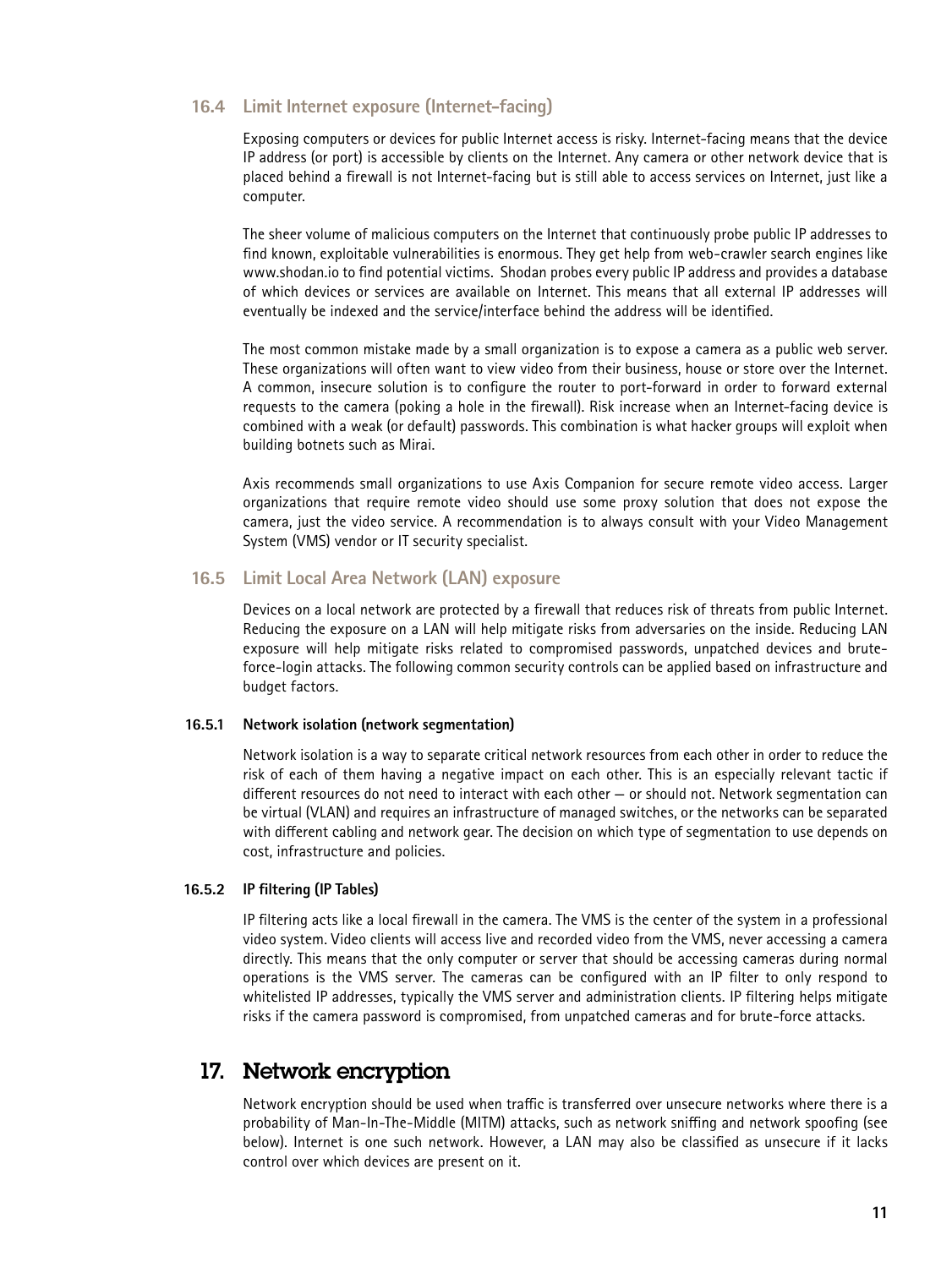## 16.4 Limit Internet exposure (Internet-facing)

Exposing computers or devices for public Internet access is risky. Internet-facing means that the device IP address (or port) is accessible by clients on the Internet. Any camera or other network device that is placed behind a firewall is not Internet-facing but is still able to access services on Internet, just like a computer.

The sheer volume of malicious computers on the Internet that continuously probe public IP addresses to find known, exploitable vulnerabilities is enormous. They get help from web-crawler search engines like www.shodan.io to find potential victims. Shodan probes every public IP address and provides a database of which devices or services are available on Internet. This means that all external IP addresses will eventually be indexed and the service/interface behind the address will be identified.

The most common mistake made by a small organization is to expose a camera as a public web server. These organizations will often want to view video from their business, house or store over the Internet. A common, insecure solution is to configure the router to port-forward in order to forward external requests to the camera (poking a hole in the firewall). Risk increase when an Internet-facing device is combined with a weak (or default) passwords. This combination is what hacker groups will exploit when building botnets such as Mirai.

Axis recommends small organizations to use Axis Companion for secure remote video access. Larger organizations that require remote video should use some proxy solution that does not expose the camera, just the video service. A recommendation is to always consult with your Video Management System (VMS) vendor or IT security specialist.

## 16.5 Limit Local Area Network (LAN) exposure

Devices on a local network are protected by a firewall that reduces risk of threats from public Internet. Reducing the exposure on a LAN will help mitigate risks from adversaries on the inside. Reducing LAN exposure will help mitigate risks related to compromised passwords, unpatched devices and brute-force-login attacks. The following common security controls can be applied based on infrastructure and budget factors.

### 16.5.1 Network isolation (network segmentation)

Network isolation is a way to separate critical network resources from each other in order to reduce the risk of each of them having a negative impact on each other. This is an especially relevant tactic if different resources do not need to interact with each other — or should not. Network segmentation can be virtual (VLAN) and requires an infrastructure of managed switches, or the networks can be separated with different cabling and network gear. The decision on which type of segmentation to use depends on cost, infrastructure and policies.

### 16.5.2 IP filtering (IP Tables)

IP filtering acts like a local firewall in the camera. The VMS is the center of the system in a professional video system. Video clients will access live and recorded video from the VMS, never accessing a camera directly. This means that the only computer or server that should be accessing cameras during normal operations is the VMS server. The cameras can be configured with an IP filter to only respond to whitelisted IP addresses, typically the VMS server and administration clients. IP filtering helps mitigate risks if the camera password is compromised, from unpatched cameras and for brute-force attacks.

# 17. Network encryption

Network encryption should be used when traffic is transferred over unsecure networks where there is a probability of Man-In-The-Middle (MITM) attacks, such as network sniffing and network spoofing (see below). Internet is one such network. However, a LAN may also be classified as unsecure if it lacks control over which devices are present on it.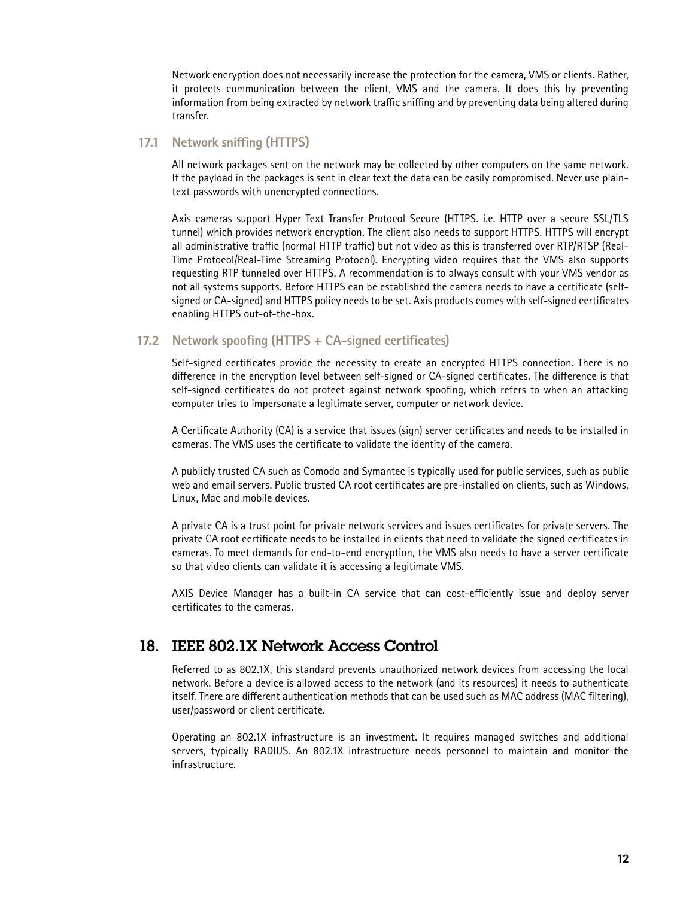Network encryption does not necessarily increase the protection for the camera, VMS or clients. Rather, it protects communication between the client, VMS and the camera. It does this by preventing information from being extracted by network traffic sniffing and by preventing data being altered during transfer.

### 17.1 Network sniffing (HTTPS)

All network packages sent on the network may be collected by other computers on the same network. If the payload in the packages is sent in clear text the data can be easily compromised. Never use plain-text passwords with unencrypted connections.

Axis cameras support Hyper Text Transfer Protocol Secure (HTTPS. i.e. HTTP over a secure SSL/TLS tunnel) which provides network encryption. The client also needs to support HTTPS. HTTPS will encrypt all administrative traffic (normal HTTP traffic) but not video as this is transferred over RTP/RTSP (Real-Time Protocol/Real-Time Streaming Protocol). Encrypting video requires that the VMS also supports requesting RTP tunneled over HTTPS. A recommendation is to always consult with your VMS vendor as not all systems supports. Before HTTPS can be established the camera needs to have a certificate (self-signed or CA-signed) and HTTPS policy needs to be set. Axis products comes with self-signed certificates enabling HTTPS out-of-the-box.

### 17.2 Network spoofing (HTTPS + CA-signed certificates)

Self-signed certificates provide the necessity to create an encrypted HTTPS connection. There is no difference in the encryption level between self-signed or CA-signed certificates. The difference is that self-signed certificates do not protect against network spoofing, which refers to when an attacking computer tries to impersonate a legitimate server, computer or network device.

A Certificate Authority (CA) is a service that issues (sign) server certificates and needs to be installed in cameras. The VMS uses the certificate to validate the identity of the camera.

A publicly trusted CA such as Comodo and Symantec is typically used for public services, such as public web and email servers. Public trusted CA root certificates are pre-installed on clients, such as Windows, Linux, Mac and mobile devices.

A private CA is a trust point for private network services and issues certificates for private servers. The private CA root certificate needs to be installed in clients that need to validate the signed certificates in cameras. To meet demands for end-to-end encryption, the VMS also needs to have a server certificate so that video clients can validate it is accessing a legitimate VMS.

AXIS Device Manager has a built-in CA service that can cost-efficiently issue and deploy server certificates to the cameras.

## 18. IEEE 802.1X Network Access Control

Referred to as 802.1X, this standard prevents unauthorized network devices from accessing the local network. Before a device is allowed access to the network (and its resources) it needs to authenticate itself. There are different authentication methods that can be used such as MAC address (MAC filtering), user/password or client certificate.

Operating an 802.1X infrastructure is an investment. It requires managed switches and additional servers, typically RADIUS. An 802.1X infrastructure needs personnel to maintain and monitor the infrastructure.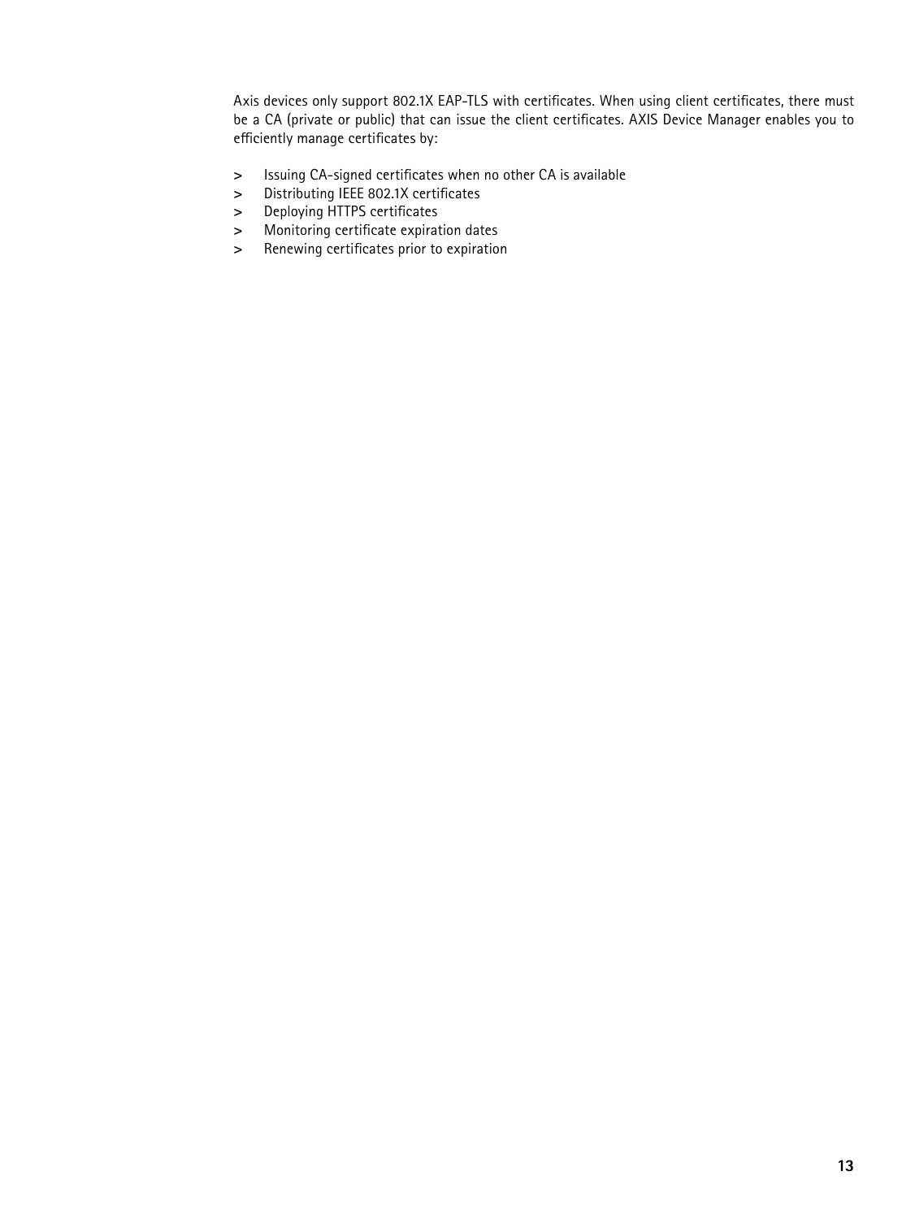Axis devices only support 802.1X EAP-TLS with certificates. When using client certificates, there must be a CA (private or public) that can issue the client certificates. AXIS Device Manager enables you to efficiently manage certificates by:

- Issuing CA-signed certificates when no other CA is available
- Distributing IEEE 802.1X certificates
- Deploying HTTPS certificates
- Monitoring certificate expiration dates
- Renewing certificates prior to expiration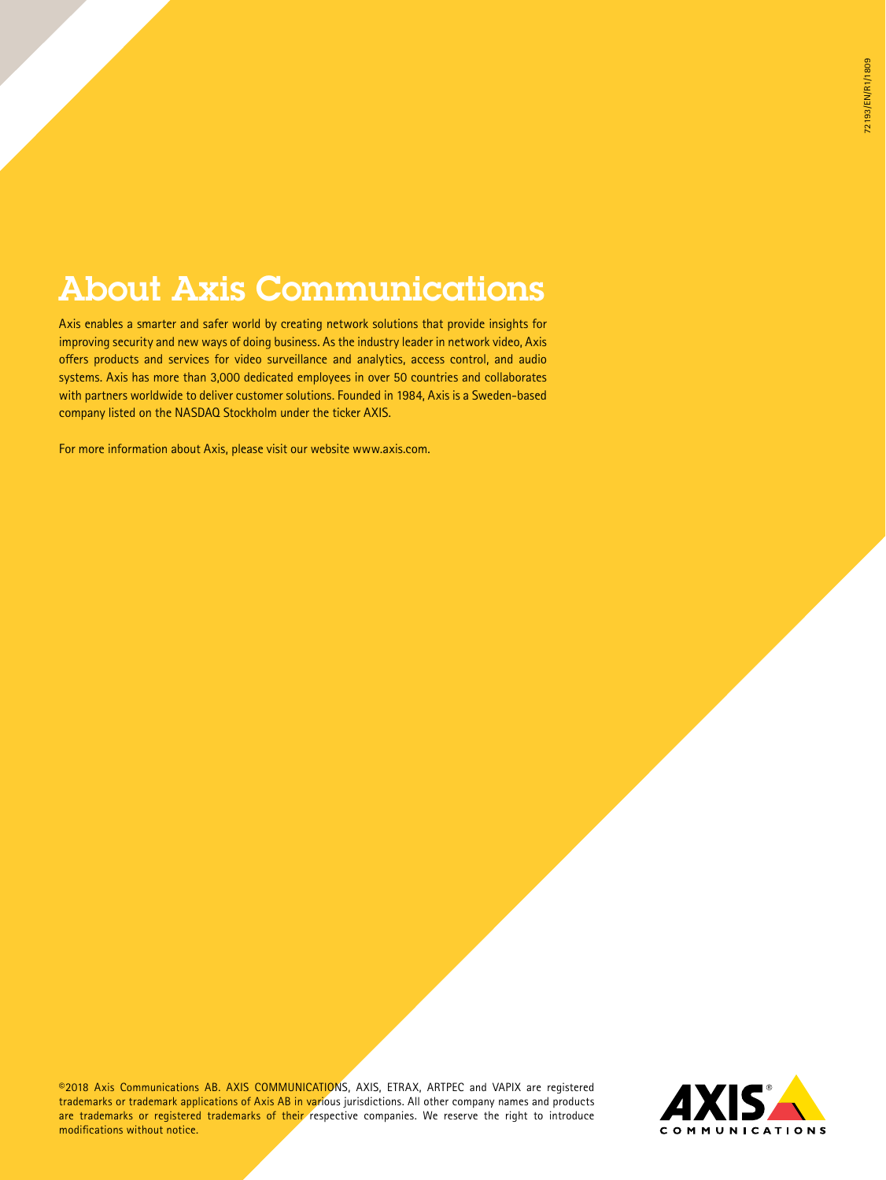# About Axis Communications

Axis enables a smarter and safer world by creating network solutions that provide insights for improving security and new ways of doing business. As the industry leader in network video, Axis offers products and services for video surveillance and analytics, access control, and audio systems. Axis has more than 3,000 dedicated employees in over 50 countries and collaborates with partners worldwide to deliver customer solutions. Founded in 1984, Axis is a Sweden-based company listed on the NASDAQ Stockholm under the ticker AXIS.

For more information about Axis, please visit our website www.axis.com.

©2018 Axis Communications AB. AXIS COMMUNICATIONS, AXIS, ETRAX, ARTPEC and VAPIX are registered trademarks or trademark applications of Axis AB in various jurisdictions. All other company names and products are trademarks or registered trademarks of their respective companies. We reserve the right to introduce modifications without notice.

72193/EN/R1/1809